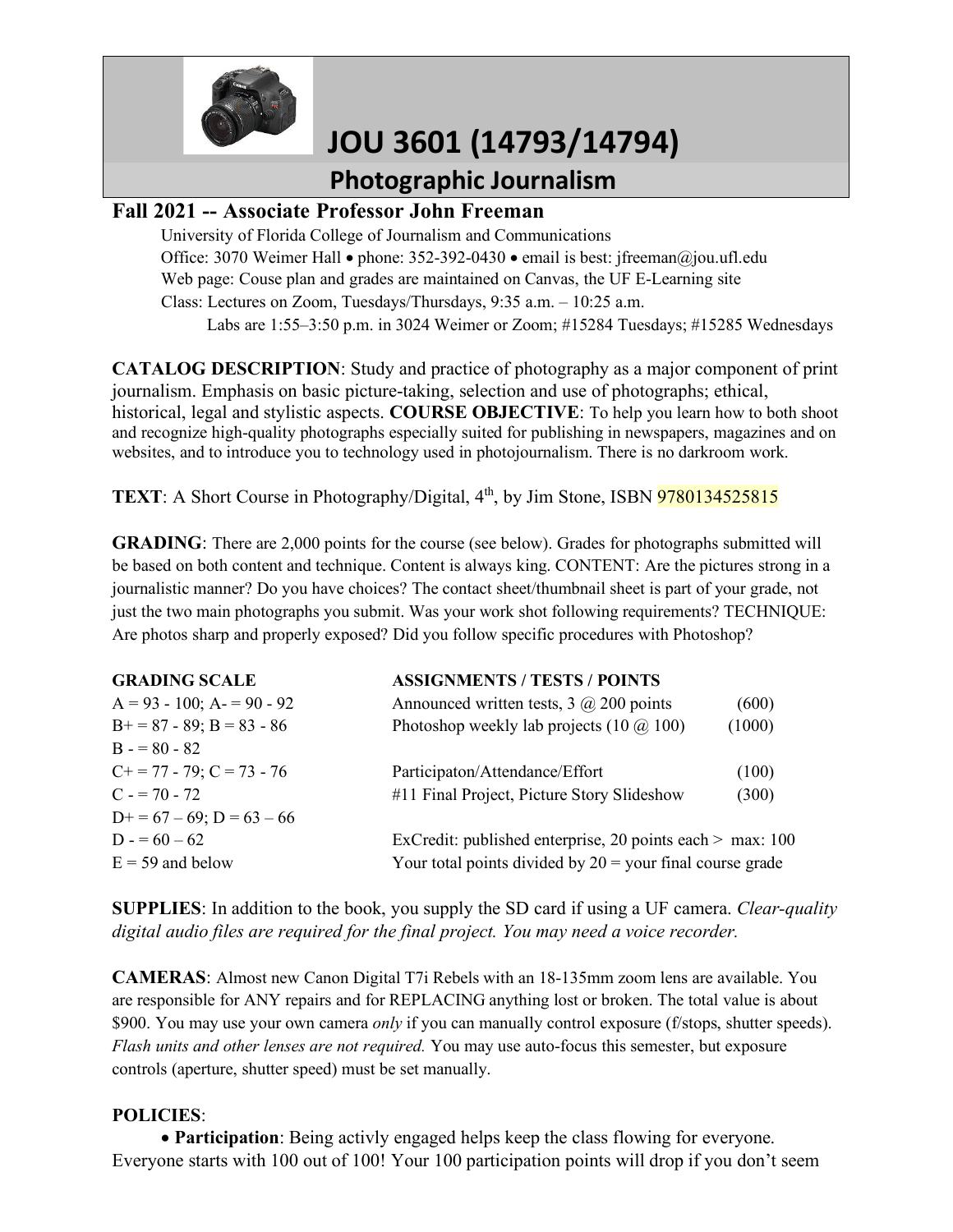# JOU 3601 (14793/14794)

## Photographic Journalism

### Fall 2021 -- Associate Professor John Freeman

University of Florida College of Journalism and Communications
Office: 3070 Weimer Hall • phone: 352-392-0430 • email is best: jfreeman@jou.ufl.edu
Web page: Couse plan and grades are maintained on Canvas, the UF E-Learning site
Class: Lectures on Zoom, Tuesdays/Thursdays, 9:35 a.m. – 10:25 a.m.
Labs are 1:55–3:50 p.m. in 3024 Weimer or Zoom; #15284 Tuesdays; #15285 Wednesdays

**CATALOG DESCRIPTION**: Study and practice of photography as a major component of print journalism. Emphasis on basic picture-taking, selection and use of photographs; ethical, historical, legal and stylistic aspects. **COURSE OBJECTIVE**: To help you learn how to both shoot and recognize high-quality photographs especially suited for publishing in newspapers, magazines and on websites, and to introduce you to technology used in photojournalism. There is no darkroom work.

**TEXT**: A Short Course in Photography/Digital, 4th, by Jim Stone, ISBN 9780134525815

**GRADING**: There are 2,000 points for the course (see below). Grades for photographs submitted will be based on both content and technique. Content is always king. CONTENT: Are the pictures strong in a journalistic manner? Do you have choices? The contact sheet/thumbnail sheet is part of your grade, not just the two main photographs you submit. Was your work shot following requirements? TECHNIQUE: Are photos sharp and properly exposed? Did you follow specific procedures with Photoshop?

| GRADING SCALE | ASSIGNMENTS / TESTS / POINTS | |
|---|---|---|
| A = 93 - 100; A- = 90 - 92 | Announced written tests, 3 @ 200 points | (600) |
| B+ = 87 - 89; B = 83 - 86 | Photoshop weekly lab projects (10 @ 100) | (1000) |
| B - = 80 - 82 | | |
| C+ = 77 - 79; C = 73 - 76 | Participaton/Attendance/Effort | (100) |
| C - = 70 - 72 | #11 Final Project, Picture Story Slideshow | (300) |
| D+ = 67 – 69; D = 63 – 66 | | |
| D - = 60 – 62 | ExCredit: published enterprise, 20 points each > max: 100 | |
| E = 59 and below | Your total points divided by 20 = your final course grade | |

**SUPPLIES**: In addition to the book, you supply the SD card if using a UF camera. *Clear-quality digital audio files are required for the final project. You may need a voice recorder.*

**CAMERAS**: Almost new Canon Digital T7i Rebels with an 18-135mm zoom lens are available. You are responsible for ANY repairs and for REPLACING anything lost or broken. The total value is about $900. You may use your own camera *only* if you can manually control exposure (f/stops, shutter speeds). *Flash units and other lenses are not required.* You may use auto-focus this semester, but exposure controls (aperture, shutter speed) must be set manually.

**POLICIES**:

- **Participation**: Being activly engaged helps keep the class flowing for everyone. Everyone starts with 100 out of 100! Your 100 participation points will drop if you don't seem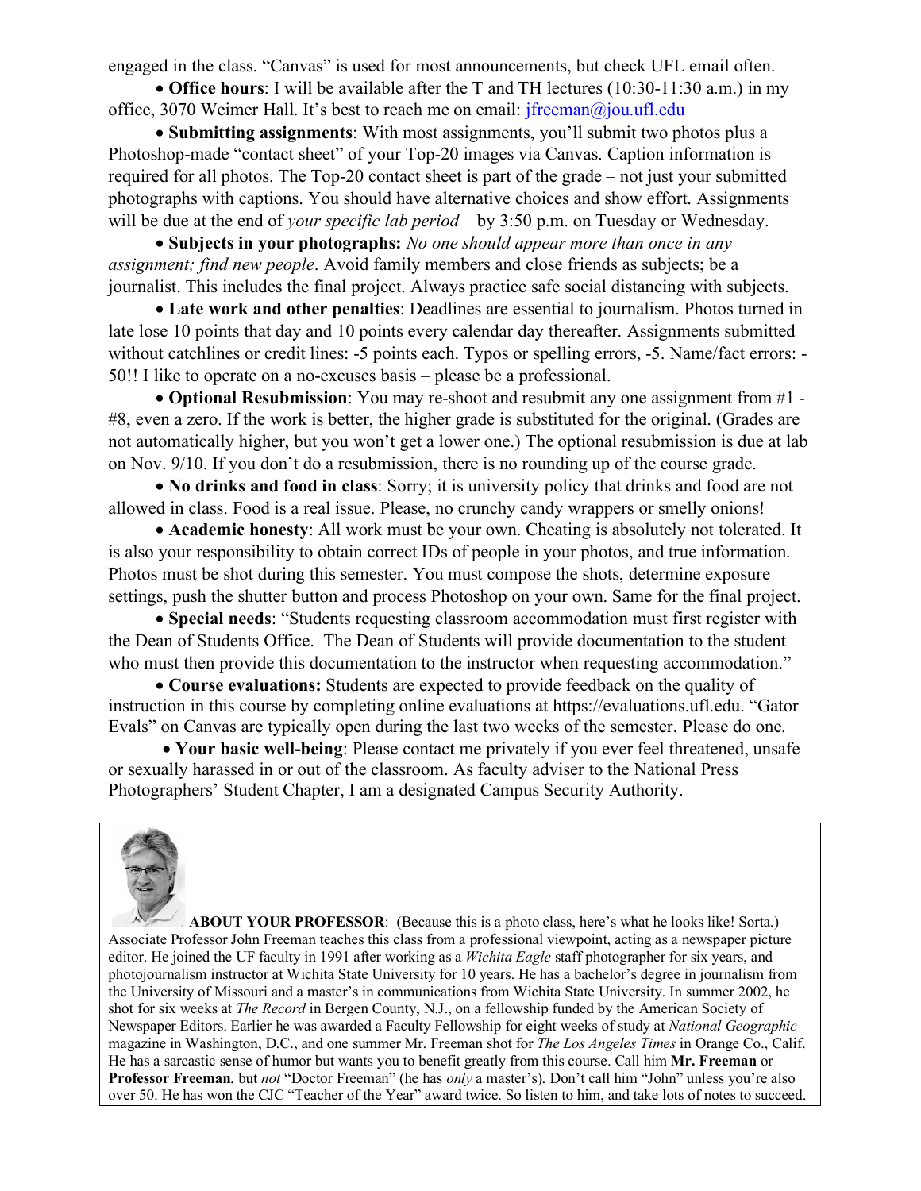engaged in the class. "Canvas" is used for most announcements, but check UFL email often.

- **Office hours**: I will be available after the T and TH lectures (10:30-11:30 a.m.) in my office, 3070 Weimer Hall. It's best to reach me on email: jfreeman@jou.ufl.edu

- **Submitting assignments**: With most assignments, you'll submit two photos plus a Photoshop-made "contact sheet" of your Top-20 images via Canvas. Caption information is required for all photos. The Top-20 contact sheet is part of the grade – not just your submitted photographs with captions. You should have alternative choices and show effort. Assignments will be due at the end of *your specific lab period* – by 3:50 p.m. on Tuesday or Wednesday.

- **Subjects in your photographs:** *No one should appear more than once in any assignment; find new people*. Avoid family members and close friends as subjects; be a journalist. This includes the final project. Always practice safe social distancing with subjects.

- **Late work and other penalties**: Deadlines are essential to journalism. Photos turned in late lose 10 points that day and 10 points every calendar day thereafter. Assignments submitted without catchlines or credit lines: -5 points each. Typos or spelling errors, -5. Name/fact errors: -50!! I like to operate on a no-excuses basis – please be a professional.

- **Optional Resubmission**: You may re-shoot and resubmit any one assignment from #1 - #8, even a zero. If the work is better, the higher grade is substituted for the original. (Grades are not automatically higher, but you won't get a lower one.) The optional resubmission is due at lab on Nov. 9/10. If you don't do a resubmission, there is no rounding up of the course grade.

- **No drinks and food in class**: Sorry; it is university policy that drinks and food are not allowed in class. Food is a real issue. Please, no crunchy candy wrappers or smelly onions!

- **Academic honesty**: All work must be your own. Cheating is absolutely not tolerated. It is also your responsibility to obtain correct IDs of people in your photos, and true information. Photos must be shot during this semester. You must compose the shots, determine exposure settings, push the shutter button and process Photoshop on your own. Same for the final project.

- **Special needs**: "Students requesting classroom accommodation must first register with the Dean of Students Office. The Dean of Students will provide documentation to the student who must then provide this documentation to the instructor when requesting accommodation."

- **Course evaluations:** Students are expected to provide feedback on the quality of instruction in this course by completing online evaluations at https://evaluations.ufl.edu. "Gator Evals" on Canvas are typically open during the last two weeks of the semester. Please do one.

- **Your basic well-being**: Please contact me privately if you ever feel threatened, unsafe or sexually harassed in or out of the classroom. As faculty adviser to the National Press Photographers' Student Chapter, I am a designated Campus Security Authority.

**ABOUT YOUR PROFESSOR**: (Because this is a photo class, here's what he looks like! Sorta.) Associate Professor John Freeman teaches this class from a professional viewpoint, acting as a newspaper picture editor. He joined the UF faculty in 1991 after working as a *Wichita Eagle* staff photographer for six years, and photojournalism instructor at Wichita State University for 10 years. He has a bachelor's degree in journalism from the University of Missouri and a master's in communications from Wichita State University. In summer 2002, he shot for six weeks at *The Record* in Bergen County, N.J., on a fellowship funded by the American Society of Newspaper Editors. Earlier he was awarded a Faculty Fellowship for eight weeks of study at *National Geographic* magazine in Washington, D.C., and one summer Mr. Freeman shot for *The Los Angeles Times* in Orange Co., Calif. He has a sarcastic sense of humor but wants you to benefit greatly from this course. Call him **Mr. Freeman** or **Professor Freeman**, but *not* "Doctor Freeman" (he has *only* a master's). Don't call him "John" unless you're also over 50. He has won the CJC "Teacher of the Year" award twice. So listen to him, and take lots of notes to succeed.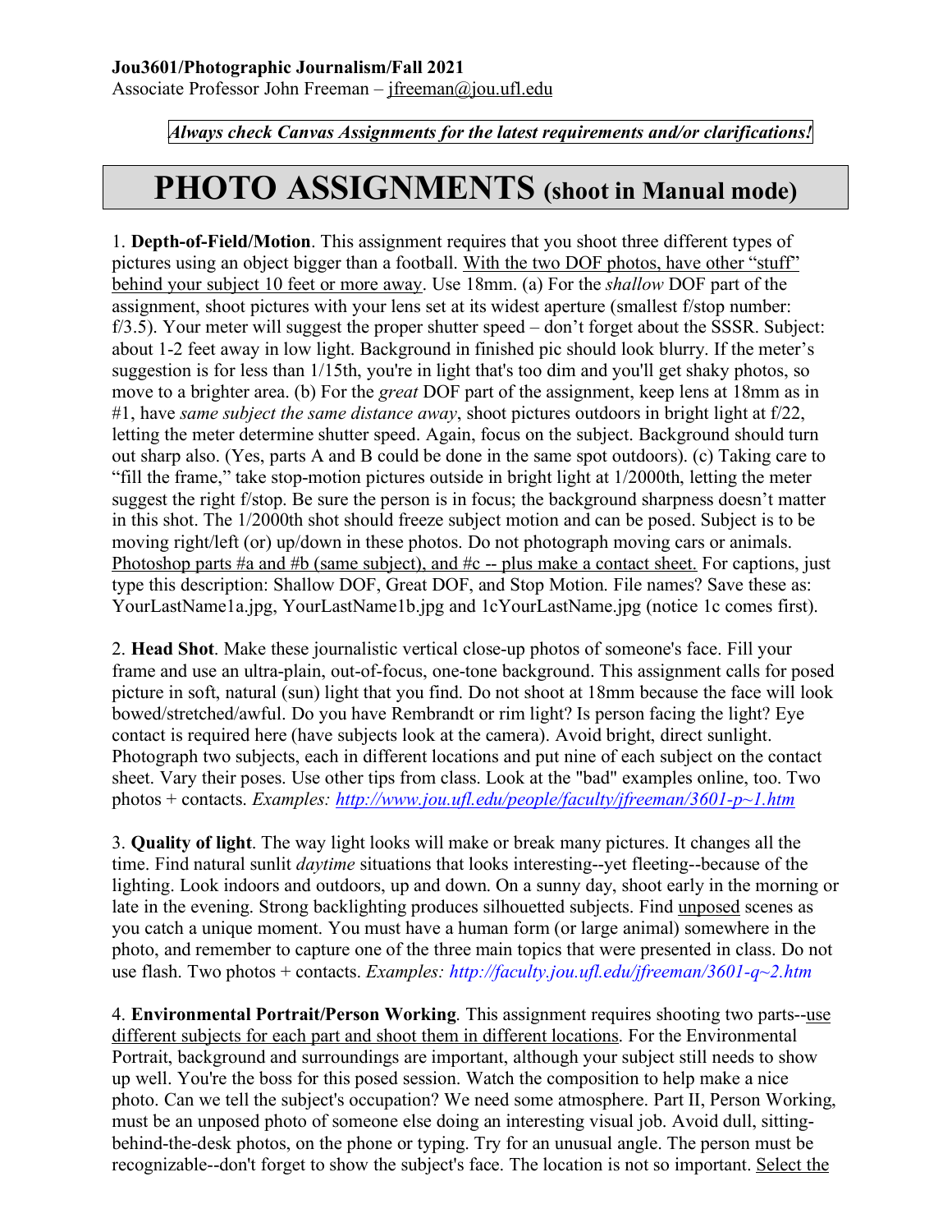**Jou3601/Photographic Journalism/Fall 2021**
Associate Professor John Freeman – jfreeman@jou.ufl.edu

***Always check Canvas Assignments for the latest requirements and/or clarifications!***

# PHOTO ASSIGNMENTS (shoot in Manual mode)

1. **Depth-of-Field/Motion**. This assignment requires that you shoot three different types of pictures using an object bigger than a football. With the two DOF photos, have other "stuff" behind your subject 10 feet or more away. Use 18mm. (a) For the *shallow* DOF part of the assignment, shoot pictures with your lens set at its widest aperture (smallest f/stop number: f/3.5). Your meter will suggest the proper shutter speed – don't forget about the SSSR. Subject: about 1-2 feet away in low light. Background in finished pic should look blurry. If the meter's suggestion is for less than 1/15th, you're in light that's too dim and you'll get shaky photos, so move to a brighter area. (b) For the *great* DOF part of the assignment, keep lens at 18mm as in #1, have *same subject the same distance away*, shoot pictures outdoors in bright light at f/22, letting the meter determine shutter speed. Again, focus on the subject. Background should turn out sharp also. (Yes, parts A and B could be done in the same spot outdoors). (c) Taking care to "fill the frame," take stop-motion pictures outside in bright light at 1/2000th, letting the meter suggest the right f/stop. Be sure the person is in focus; the background sharpness doesn't matter in this shot. The 1/2000th shot should freeze subject motion and can be posed. Subject is to be moving right/left (or) up/down in these photos. Do not photograph moving cars or animals. Photoshop parts #a and #b (same subject), and #c -- plus make a contact sheet. For captions, just type this description: Shallow DOF, Great DOF, and Stop Motion. File names? Save these as: YourLastName1a.jpg, YourLastName1b.jpg and 1cYourLastName.jpg (notice 1c comes first).

2. **Head Shot**. Make these journalistic vertical close-up photos of someone's face. Fill your frame and use an ultra-plain, out-of-focus, one-tone background. This assignment calls for posed picture in soft, natural (sun) light that you find. Do not shoot at 18mm because the face will look bowed/stretched/awful. Do you have Rembrandt or rim light? Is person facing the light? Eye contact is required here (have subjects look at the camera). Avoid bright, direct sunlight. Photograph two subjects, each in different locations and put nine of each subject on the contact sheet. Vary their poses. Use other tips from class. Look at the "bad" examples online, too. Two photos + contacts. *Examples: http://www.jou.ufl.edu/people/faculty/jfreeman/3601-p~1.htm*

3. **Quality of light**. The way light looks will make or break many pictures. It changes all the time. Find natural sunlit *daytime* situations that looks interesting--yet fleeting--because of the lighting. Look indoors and outdoors, up and down. On a sunny day, shoot early in the morning or late in the evening. Strong backlighting produces silhouetted subjects. Find unposed scenes as you catch a unique moment. You must have a human form (or large animal) somewhere in the photo, and remember to capture one of the three main topics that were presented in class. Do not use flash. Two photos + contacts. *Examples: http://faculty.jou.ufl.edu/jfreeman/3601-q~2.htm*

4. **Environmental Portrait/Person Working**. This assignment requires shooting two parts--use different subjects for each part and shoot them in different locations. For the Environmental Portrait, background and surroundings are important, although your subject still needs to show up well. You're the boss for this posed session. Watch the composition to help make a nice photo. Can we tell the subject's occupation? We need some atmosphere. Part II, Person Working, must be an unposed photo of someone else doing an interesting visual job. Avoid dull, sitting-behind-the-desk photos, on the phone or typing. Try for an unusual angle. The person must be recognizable--don't forget to show the subject's face. The location is not so important. Select the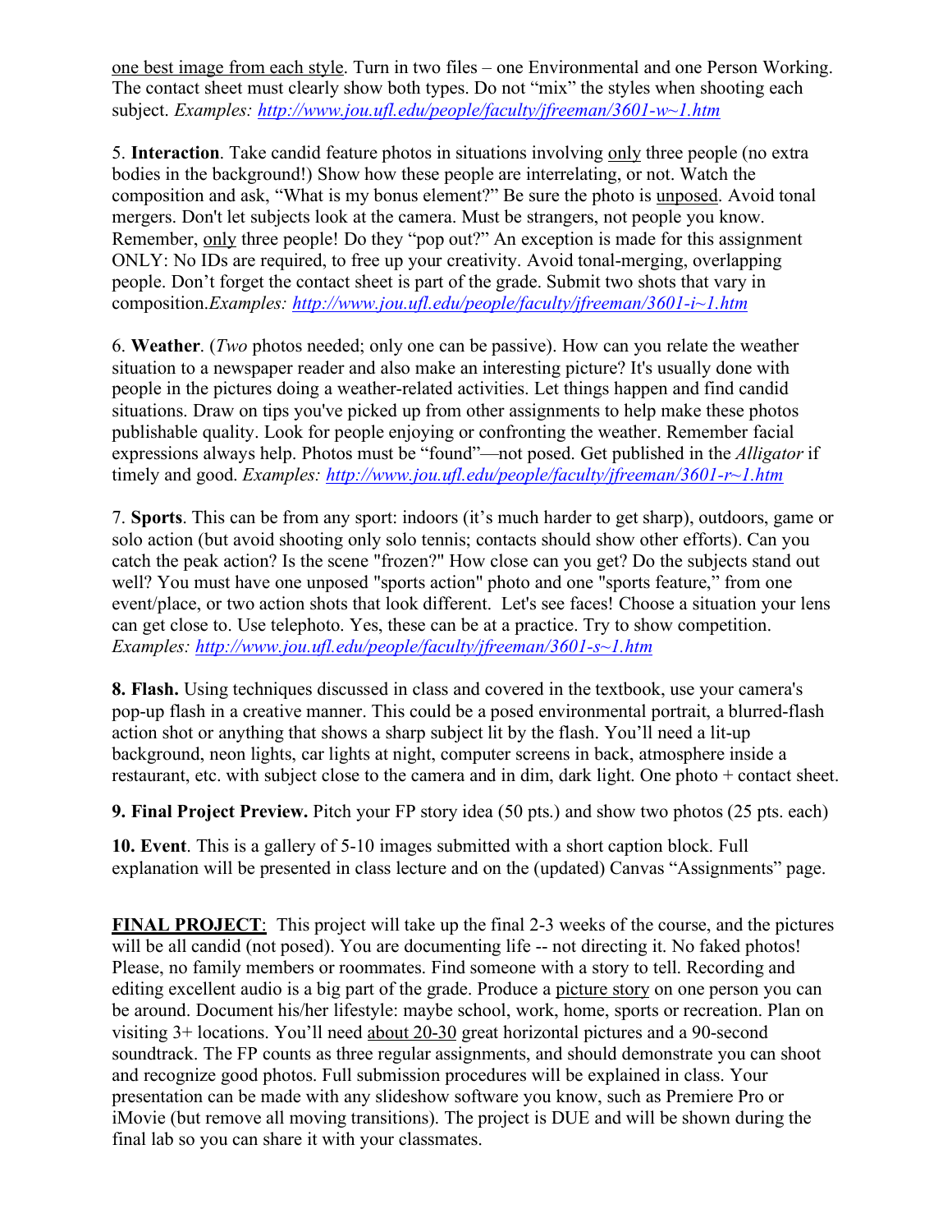one best image from each style. Turn in two files – one Environmental and one Person Working. The contact sheet must clearly show both types. Do not "mix" the styles when shooting each subject. *Examples: http://www.jou.ufl.edu/people/faculty/jfreeman/3601-w~1.htm*

5. **Interaction**. Take candid feature photos in situations involving only three people (no extra bodies in the background!) Show how these people are interrelating, or not. Watch the composition and ask, "What is my bonus element?" Be sure the photo is unposed. Avoid tonal mergers. Don't let subjects look at the camera. Must be strangers, not people you know. Remember, only three people! Do they "pop out?" An exception is made for this assignment ONLY: No IDs are required, to free up your creativity. Avoid tonal-merging, overlapping people. Don't forget the contact sheet is part of the grade. Submit two shots that vary in composition.*Examples: http://www.jou.ufl.edu/people/faculty/jfreeman/3601-i~1.htm*

6. **Weather**. (*Two* photos needed; only one can be passive). How can you relate the weather situation to a newspaper reader and also make an interesting picture? It's usually done with people in the pictures doing a weather-related activities. Let things happen and find candid situations. Draw on tips you've picked up from other assignments to help make these photos publishable quality. Look for people enjoying or confronting the weather. Remember facial expressions always help. Photos must be "found"—not posed. Get published in the *Alligator* if timely and good. *Examples: http://www.jou.ufl.edu/people/faculty/jfreeman/3601-r~1.htm*

7. **Sports**. This can be from any sport: indoors (it's much harder to get sharp), outdoors, game or solo action (but avoid shooting only solo tennis; contacts should show other efforts). Can you catch the peak action? Is the scene "frozen?" How close can you get? Do the subjects stand out well? You must have one unposed "sports action" photo and one "sports feature," from one event/place, or two action shots that look different. Let's see faces! Choose a situation your lens can get close to. Use telephoto. Yes, these can be at a practice. Try to show competition. *Examples: http://www.jou.ufl.edu/people/faculty/jfreeman/3601-s~1.htm*

**8. Flash.** Using techniques discussed in class and covered in the textbook, use your camera's pop-up flash in a creative manner. This could be a posed environmental portrait, a blurred-flash action shot or anything that shows a sharp subject lit by the flash. You'll need a lit-up background, neon lights, car lights at night, computer screens in back, atmosphere inside a restaurant, etc. with subject close to the camera and in dim, dark light. One photo + contact sheet.

**9. Final Project Preview.** Pitch your FP story idea (50 pts.) and show two photos (25 pts. each)

**10. Event**. This is a gallery of 5-10 images submitted with a short caption block. Full explanation will be presented in class lecture and on the (updated) Canvas "Assignments" page.

**FINAL PROJECT**: This project will take up the final 2-3 weeks of the course, and the pictures will be all candid (not posed). You are documenting life -- not directing it. No faked photos! Please, no family members or roommates. Find someone with a story to tell. Recording and editing excellent audio is a big part of the grade. Produce a picture story on one person you can be around. Document his/her lifestyle: maybe school, work, home, sports or recreation. Plan on visiting 3+ locations. You'll need about 20-30 great horizontal pictures and a 90-second soundtrack. The FP counts as three regular assignments, and should demonstrate you can shoot and recognize good photos. Full submission procedures will be explained in class. Your presentation can be made with any slideshow software you know, such as Premiere Pro or iMovie (but remove all moving transitions). The project is DUE and will be shown during the final lab so you can share it with your classmates.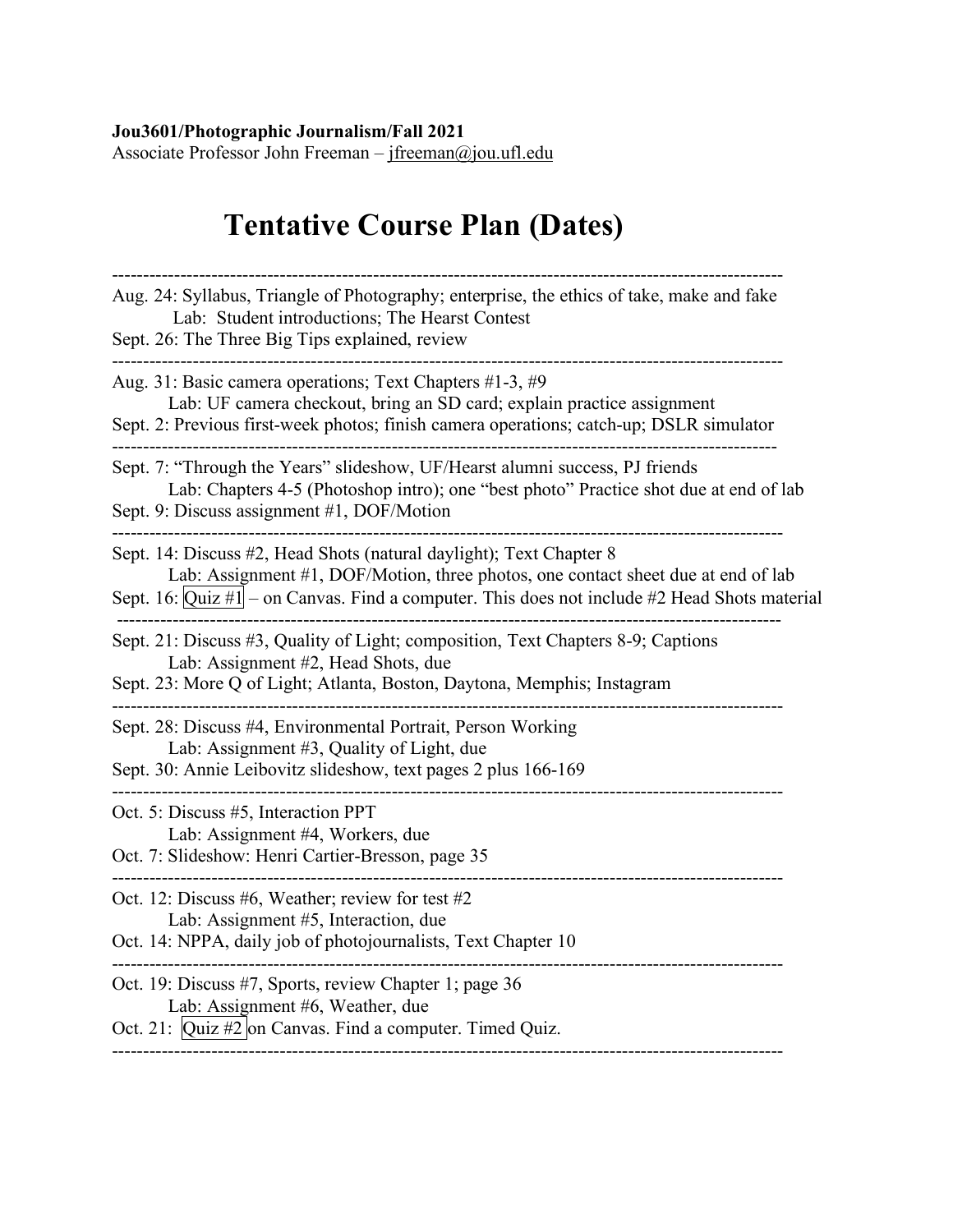**Jou3601/Photographic Journalism/Fall 2021**
Associate Professor John Freeman – jfreeman@jou.ufl.edu

# Tentative Course Plan (Dates)

---

Aug. 24: Syllabus, Triangle of Photography; enterprise, the ethics of take, make and fake
  Lab: Student introductions; The Hearst Contest
Sept. 26: The Three Big Tips explained, review

---

Aug. 31: Basic camera operations; Text Chapters #1-3, #9
  Lab: UF camera checkout, bring an SD card; explain practice assignment
Sept. 2: Previous first-week photos; finish camera operations; catch-up; DSLR simulator

---

Sept. 7: "Through the Years" slideshow, UF/Hearst alumni success, PJ friends
  Lab: Chapters 4-5 (Photoshop intro); one "best photo" Practice shot due at end of lab
Sept. 9: Discuss assignment #1, DOF/Motion

---

Sept. 14: Discuss #2, Head Shots (natural daylight); Text Chapter 8
  Lab: Assignment #1, DOF/Motion, three photos, one contact sheet due at end of lab
Sept. 16: Quiz #1 – on Canvas. Find a computer. This does not include #2 Head Shots material

---

Sept. 21: Discuss #3, Quality of Light; composition, Text Chapters 8-9; Captions
  Lab: Assignment #2, Head Shots, due
Sept. 23: More Q of Light; Atlanta, Boston, Daytona, Memphis; Instagram

---

Sept. 28: Discuss #4, Environmental Portrait, Person Working
  Lab: Assignment #3, Quality of Light, due
Sept. 30: Annie Leibovitz slideshow, text pages 2 plus 166-169

---

Oct. 5: Discuss #5, Interaction PPT
  Lab: Assignment #4, Workers, due
Oct. 7: Slideshow: Henri Cartier-Bresson, page 35

---

Oct. 12: Discuss #6, Weather; review for test #2
  Lab: Assignment #5, Interaction, due
Oct. 14: NPPA, daily job of photojournalists, Text Chapter 10

---

Oct. 19: Discuss #7, Sports, review Chapter 1; page 36
  Lab: Assignment #6, Weather, due
Oct. 21: Quiz #2 on Canvas. Find a computer. Timed Quiz.

---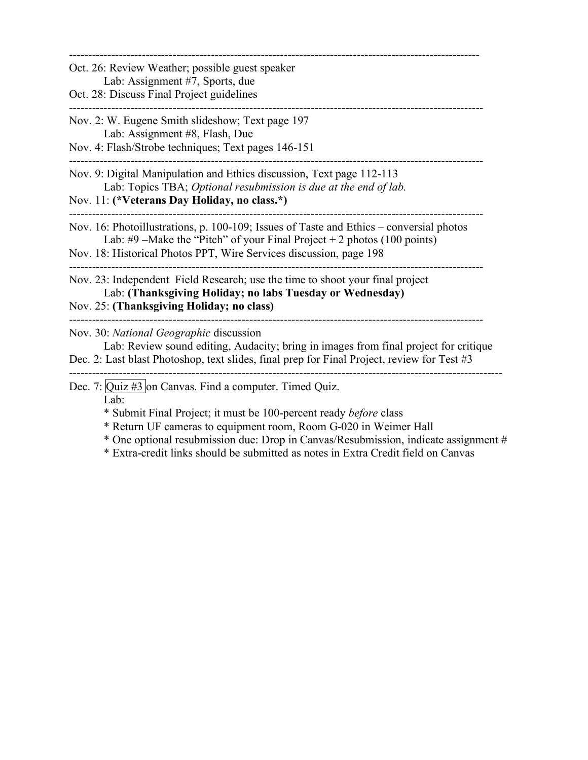---

Oct. 26: Review Weather; possible guest speaker
 Lab: Assignment #7, Sports, due
Oct. 28: Discuss Final Project guidelines

---

Nov. 2: W. Eugene Smith slideshow; Text page 197
 Lab: Assignment #8, Flash, Due
Nov. 4: Flash/Strobe techniques; Text pages 146-151

---

Nov. 9: Digital Manipulation and Ethics discussion, Text page 112-113
 Lab: Topics TBA; *Optional resubmission is due at the end of lab.*
Nov. 11: **(*Veterans Day Holiday, no class.*)**

---

Nov. 16: Photoillustrations, p. 100-109; Issues of Taste and Ethics – conversial photos
 Lab: #9 –Make the "Pitch" of your Final Project + 2 photos (100 points)
Nov. 18: Historical Photos PPT, Wire Services discussion, page 198

---

Nov. 23: Independent Field Research; use the time to shoot your final project
 Lab: **(Thanksgiving Holiday; no labs Tuesday or Wednesday)**
Nov. 25: **(Thanksgiving Holiday; no class)**

---

Nov. 30: *National Geographic* discussion
 Lab: Review sound editing, Audacity; bring in images from final project for critique
Dec. 2: Last blast Photoshop, text slides, final prep for Final Project, review for Test #3

---

Dec. 7: Quiz #3 on Canvas. Find a computer. Timed Quiz.
 Lab:

* Submit Final Project; it must be 100-percent ready *before* class
* Return UF cameras to equipment room, Room G-020 in Weimer Hall
* One optional resubmission due: Drop in Canvas/Resubmission, indicate assignment #
* Extra-credit links should be submitted as notes in Extra Credit field on Canvas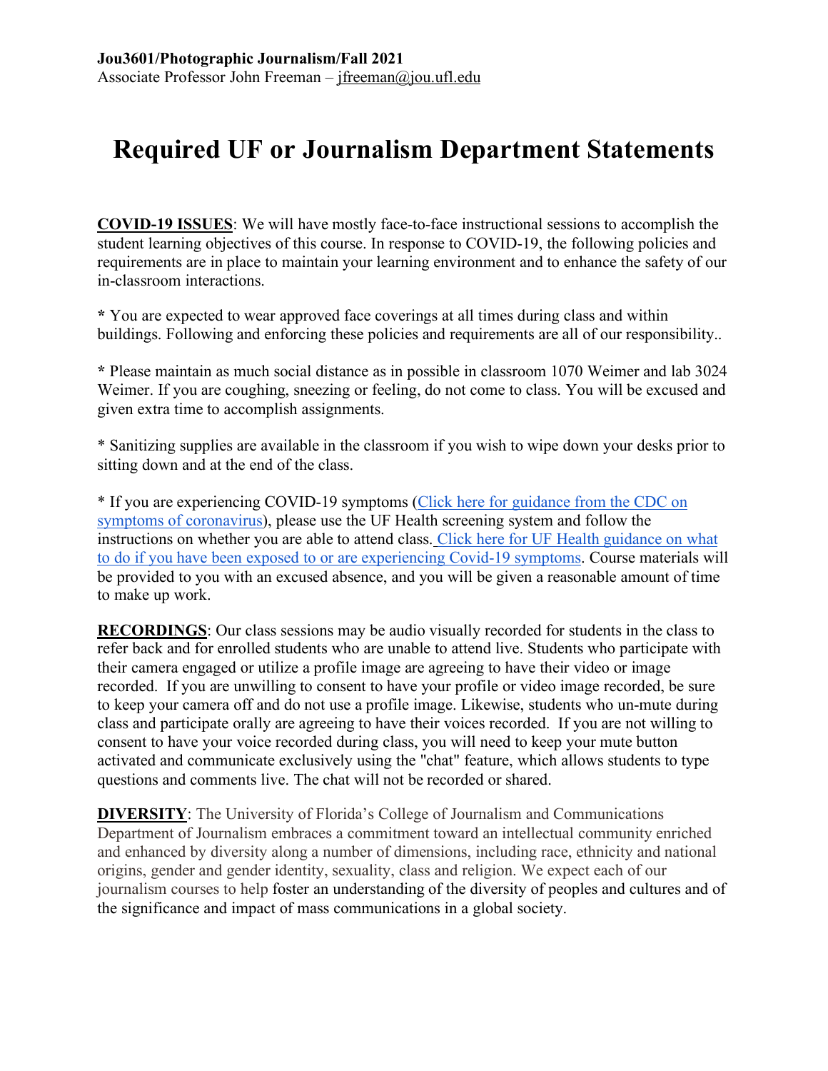**Jou3601/Photographic Journalism/Fall 2021**
Associate Professor John Freeman – jfreeman@jou.ufl.edu

# Required UF or Journalism Department Statements

**COVID-19 ISSUES**: We will have mostly face-to-face instructional sessions to accomplish the student learning objectives of this course. In response to COVID-19, the following policies and requirements are in place to maintain your learning environment and to enhance the safety of our in-classroom interactions.

**\*** You are expected to wear approved face coverings at all times during class and within buildings. Following and enforcing these policies and requirements are all of our responsibility..

**\*** Please maintain as much social distance as in possible in classroom 1070 Weimer and lab 3024 Weimer. If you are coughing, sneezing or feeling, do not come to class. You will be excused and given extra time to accomplish assignments.

\* Sanitizing supplies are available in the classroom if you wish to wipe down your desks prior to sitting down and at the end of the class.

\* If you are experiencing COVID-19 symptoms (Click here for guidance from the CDC on symptoms of coronavirus), please use the UF Health screening system and follow the instructions on whether you are able to attend class. Click here for UF Health guidance on what to do if you have been exposed to or are experiencing Covid-19 symptoms. Course materials will be provided to you with an excused absence, and you will be given a reasonable amount of time to make up work.

**RECORDINGS**: Our class sessions may be audio visually recorded for students in the class to refer back and for enrolled students who are unable to attend live. Students who participate with their camera engaged or utilize a profile image are agreeing to have their video or image recorded. If you are unwilling to consent to have your profile or video image recorded, be sure to keep your camera off and do not use a profile image. Likewise, students who un-mute during class and participate orally are agreeing to have their voices recorded. If you are not willing to consent to have your voice recorded during class, you will need to keep your mute button activated and communicate exclusively using the "chat" feature, which allows students to type questions and comments live. The chat will not be recorded or shared.

**DIVERSITY**: The University of Florida's College of Journalism and Communications Department of Journalism embraces a commitment toward an intellectual community enriched and enhanced by diversity along a number of dimensions, including race, ethnicity and national origins, gender and gender identity, sexuality, class and religion. We expect each of our journalism courses to help foster an understanding of the diversity of peoples and cultures and of the significance and impact of mass communications in a global society.